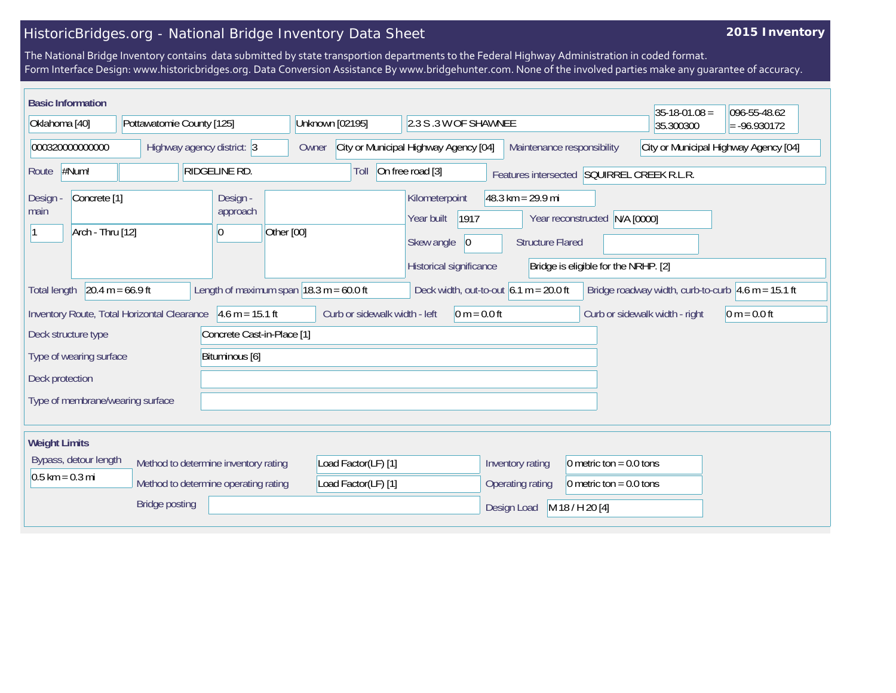# HistoricBridges.org - National Bridge Inventory Data Sheet

**2015 Inventory**

The National Bridge Inventory contains data submitted by state transportion departments to the Federal Highway Administration in coded format.
Form Interface Design: www.historicbridges.org. Data Conversion Assistance By www.bridgehunter.com. None of the involved parties make any guarantee of accuracy.

## Basic Information

| | |
|---|---|
| State | Oklahoma [40] |
| County | Pottawatomie County [125] |
| Place | Unknown [02195] |
| Location | 2.3 S .3 W OF SHAWNEE |
| Latitude | 35-18-01.08 = 35.300300 |
| Longitude | 096-55-48.62 = -96.930172 |
| Structure number | 000320000000000 |
| Highway agency district | 3 |
| Owner | City or Municipal Highway Agency [04] |
| Maintenance responsibility | City or Municipal Highway Agency [04] |
| Route | #Num! |
| Facility carried | RIDGELINE RD. |
| Toll | On free road [3] |
| Features intersected | SQUIRREL CREEK R.L.R. |
| Design - main | Concrete [1] |
| Number of main spans | 1 |
| Main design type | Arch - Thru [12] |
| Design - approach | |
| Number of approach spans | 0 |
| Approach design type | Other [00] |
| Kilometerpoint | 48.3 km = 29.9 mi |
| Year built | 1917 |
| Year reconstructed | N/A [0000] |
| Skew angle | 0 |
| Structure Flared | |
| Historical significance | Bridge is eligible for the NRHP. [2] |
| Total length | 20.4 m = 66.9 ft |
| Length of maximum span | 18.3 m = 60.0 ft |
| Deck width, out-to-out | 6.1 m = 20.0 ft |
| Bridge roadway width, curb-to-curb | 4.6 m = 15.1 ft |
| Inventory Route, Total Horizontal Clearance | 4.6 m = 15.1 ft |
| Curb or sidewalk width - left | 0 m = 0.0 ft |
| Curb or sidewalk width - right | 0 m = 0.0 ft |
| Deck structure type | Concrete Cast-in-Place [1] |
| Type of wearing surface | Bituminous [6] |
| Deck protection | |
| Type of membrane/wearing surface | |

## Weight Limits

| | |
|---|---|
| Bypass, detour length | 0.5 km = 0.3 mi |
| Method to determine inventory rating | Load Factor(LF) [1] |
| Method to determine operating rating | Load Factor(LF) [1] |
| Inventory rating | 0 metric ton = 0.0 tons |
| Operating rating | 0 metric ton = 0.0 tons |
| Bridge posting | |
| Design Load | M 18 / H 20 [4] |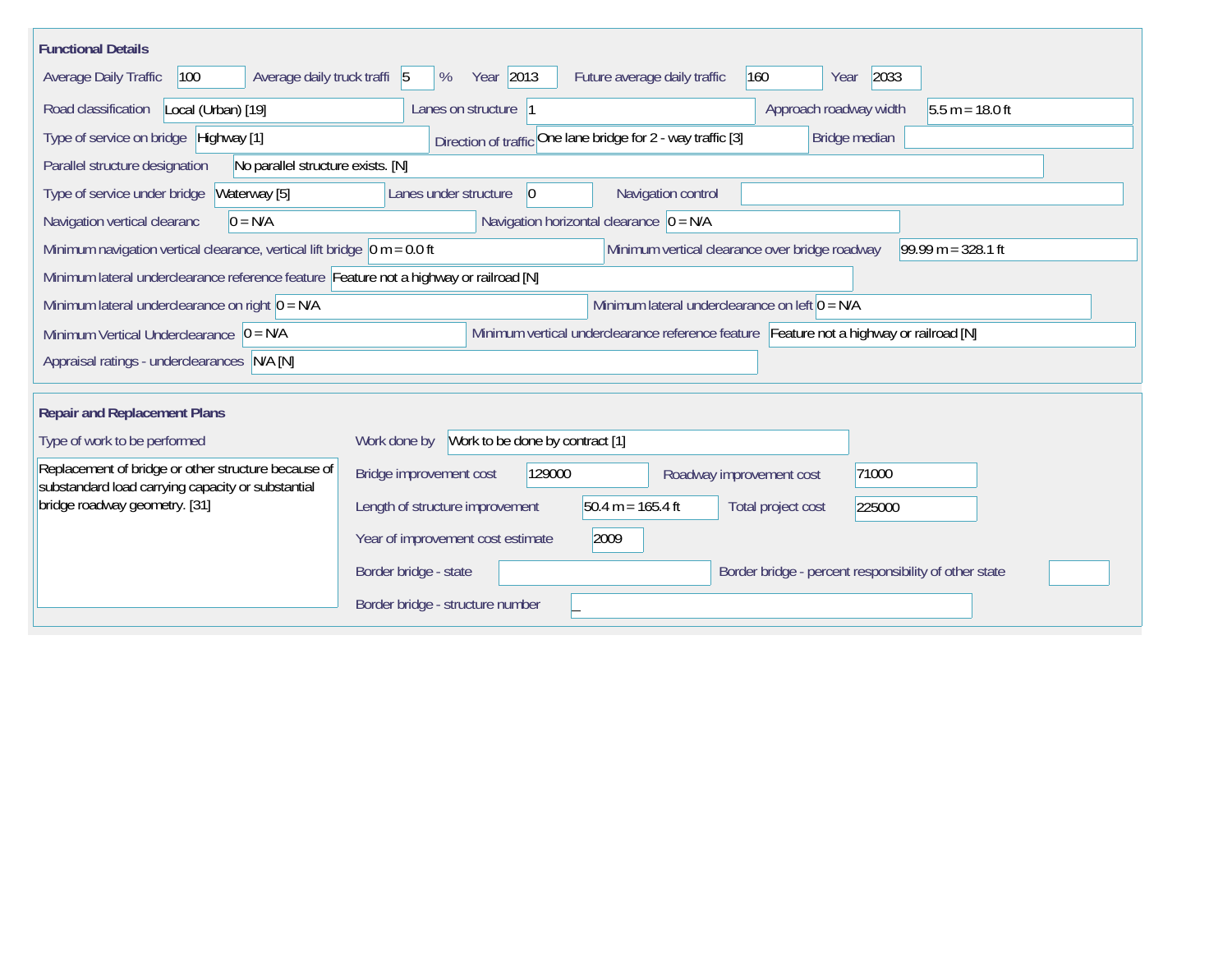## Functional Details

| Field | Value |
| --- | --- |
| Average Daily Traffic | 100 |
| Average daily truck traffi | 5 % |
| Year | 2013 |
| Future average daily traffic | 160 |
| Year | 2033 |
| Road classification | Local (Urban) [19] |
| Lanes on structure | 1 |
| Approach roadway width | 5.5 m = 18.0 ft |
| Type of service on bridge | Highway [1] |
| Direction of traffic | One lane bridge for 2 - way traffic [3] |
| Bridge median | |
| Parallel structure designation | No parallel structure exists. [N] |
| Type of service under bridge | Waterway [5] |
| Lanes under structure | 0 |
| Navigation control | |
| Navigation vertical clearanc | 0 = N/A |
| Navigation horizontal clearance | 0 = N/A |
| Minimum navigation vertical clearance, vertical lift bridge | 0 m = 0.0 ft |
| Minimum vertical clearance over bridge roadway | 99.99 m = 328.1 ft |
| Minimum lateral underclearance reference feature | Feature not a highway or railroad [N] |
| Minimum lateral underclearance on right | 0 = N/A |
| Minimum lateral underclearance on left | 0 = N/A |
| Minimum Vertical Underclearance | 0 = N/A |
| Minimum vertical underclearance reference feature | Feature not a highway or railroad [N] |
| Appraisal ratings - underclearances | N/A [N] |

## Repair and Replacement Plans

| Field | Value |
| --- | --- |
| Type of work to be performed | Replacement of bridge or other structure because of substandard load carrying capacity or substantial bridge roadway geometry. [31] |
| Work done by | Work to be done by contract [1] |
| Bridge improvement cost | 129000 |
| Roadway improvement cost | 71000 |
| Length of structure improvement | 50.4 m = 165.4 ft |
| Total project cost | 225000 |
| Year of improvement cost estimate | 2009 |
| Border bridge - state | |
| Border bridge - percent responsibility of other state | |
| Border bridge - structure number | _ |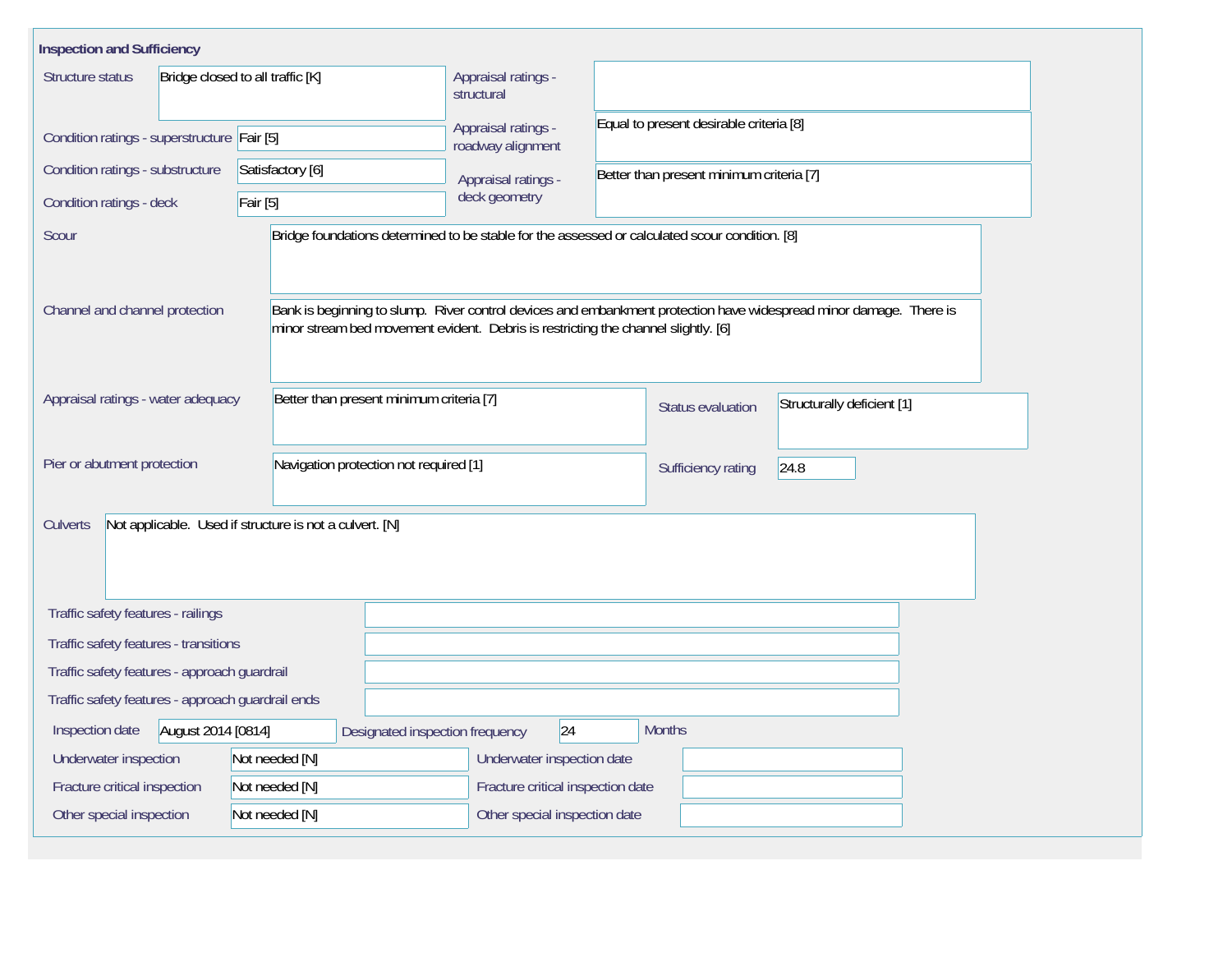## Inspection and Sufficiency

| Field | Value |
| --- | --- |
| Structure status | Bridge closed to all traffic [K] |
| Appraisal ratings - structural | |
| Condition ratings - superstructure | Fair [5] |
| Appraisal ratings - roadway alignment | Equal to present desirable criteria [8] |
| Condition ratings - substructure | Satisfactory [6] |
| Appraisal ratings - deck geometry | Better than present minimum criteria [7] |
| Condition ratings - deck | Fair [5] |
| Scour | Bridge foundations determined to be stable for the assessed or calculated scour condition. [8] |
| Channel and channel protection | Bank is beginning to slump. River control devices and embankment protection have widespread minor damage. There is minor stream bed movement evident. Debris is restricting the channel slightly. [6] |
| Appraisal ratings - water adequacy | Better than present minimum criteria [7] |
| Status evaluation | Structurally deficient [1] |
| Pier or abutment protection | Navigation protection not required [1] |
| Sufficiency rating | 24.8 |
| Culverts | Not applicable. Used if structure is not a culvert. [N] |
| Traffic safety features - railings | |
| Traffic safety features - transitions | |
| Traffic safety features - approach guardrail | |
| Traffic safety features - approach guardrail ends | |
| Inspection date | August 2014 [0814] |
| Designated inspection frequency | 24 Months |
| Underwater inspection | Not needed [N] |
| Underwater inspection date | |
| Fracture critical inspection | Not needed [N] |
| Fracture critical inspection date | |
| Other special inspection | Not needed [N] |
| Other special inspection date | |